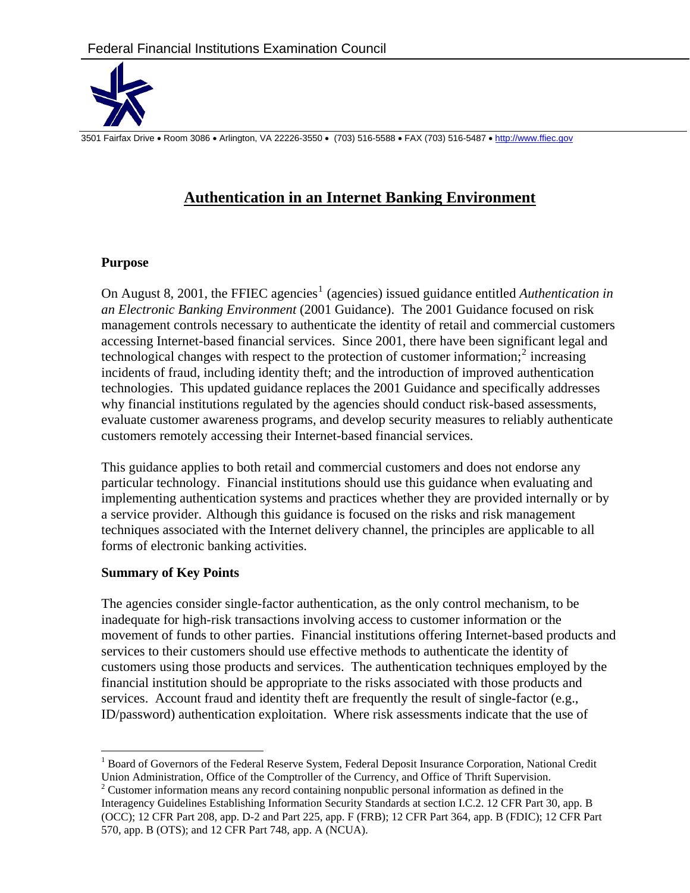Federal Financial Institutions Examination Council

3501 Fairfax Drive • Room 3086 • Arlington, VA 22226-3550 • (703) 516-5588 • FAX (703) 516-5487 • http://www.ffiec.gov

# Authentication in an Internet Banking Environment

## Purpose

On August 8, 2001, the FFIEC agencies[1] (agencies) issued guidance entitled *Authentication in an Electronic Banking Environment* (2001 Guidance). The 2001 Guidance focused on risk management controls necessary to authenticate the identity of retail and commercial customers accessing Internet-based financial services. Since 2001, there have been significant legal and technological changes with respect to the protection of customer information;[2] increasing incidents of fraud, including identity theft; and the introduction of improved authentication technologies. This updated guidance replaces the 2001 Guidance and specifically addresses why financial institutions regulated by the agencies should conduct risk-based assessments, evaluate customer awareness programs, and develop security measures to reliably authenticate customers remotely accessing their Internet-based financial services.

This guidance applies to both retail and commercial customers and does not endorse any particular technology. Financial institutions should use this guidance when evaluating and implementing authentication systems and practices whether they are provided internally or by a service provider. Although this guidance is focused on the risks and risk management techniques associated with the Internet delivery channel, the principles are applicable to all forms of electronic banking activities.

## Summary of Key Points

The agencies consider single-factor authentication, as the only control mechanism, to be inadequate for high-risk transactions involving access to customer information or the movement of funds to other parties. Financial institutions offering Internet-based products and services to their customers should use effective methods to authenticate the identity of customers using those products and services. The authentication techniques employed by the financial institution should be appropriate to the risks associated with those products and services. Account fraud and identity theft are frequently the result of single-factor (e.g., ID/password) authentication exploitation. Where risk assessments indicate that the use of

---

[1] Board of Governors of the Federal Reserve System, Federal Deposit Insurance Corporation, National Credit Union Administration, Office of the Comptroller of the Currency, and Office of Thrift Supervision.

[2] Customer information means any record containing nonpublic personal information as defined in the Interagency Guidelines Establishing Information Security Standards at section I.C.2. 12 CFR Part 30, app. B (OCC); 12 CFR Part 208, app. D-2 and Part 225, app. F (FRB); 12 CFR Part 364, app. B (FDIC); 12 CFR Part 570, app. B (OTS); and 12 CFR Part 748, app. A (NCUA).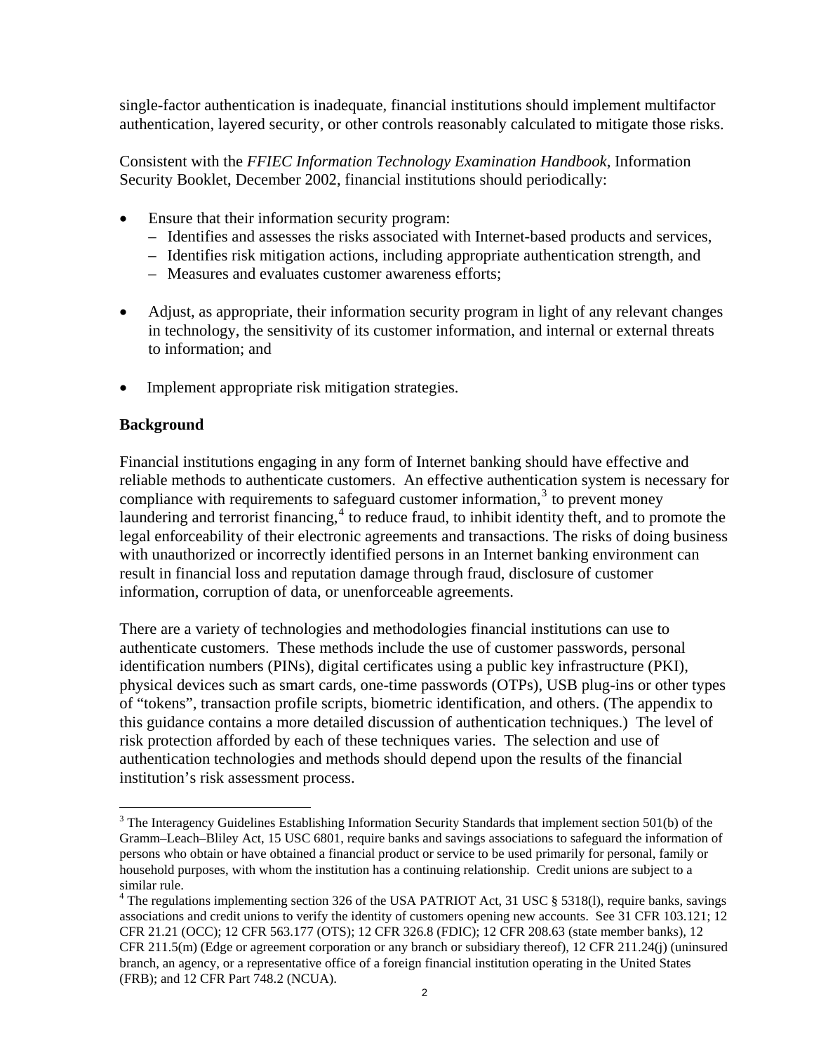single-factor authentication is inadequate, financial institutions should implement multifactor authentication, layered security, or other controls reasonably calculated to mitigate those risks.

Consistent with the *FFIEC Information Technology Examination Handbook*, Information Security Booklet, December 2002, financial institutions should periodically:

- Ensure that their information security program:
  - Identifies and assesses the risks associated with Internet-based products and services,
  - Identifies risk mitigation actions, including appropriate authentication strength, and
  - Measures and evaluates customer awareness efforts;
- Adjust, as appropriate, their information security program in light of any relevant changes in technology, the sensitivity of its customer information, and internal or external threats to information; and
- Implement appropriate risk mitigation strategies.

**Background**

Financial institutions engaging in any form of Internet banking should have effective and reliable methods to authenticate customers. An effective authentication system is necessary for compliance with requirements to safeguard customer information,[3] to prevent money laundering and terrorist financing,[4] to reduce fraud, to inhibit identity theft, and to promote the legal enforceability of their electronic agreements and transactions. The risks of doing business with unauthorized or incorrectly identified persons in an Internet banking environment can result in financial loss and reputation damage through fraud, disclosure of customer information, corruption of data, or unenforceable agreements.

There are a variety of technologies and methodologies financial institutions can use to authenticate customers. These methods include the use of customer passwords, personal identification numbers (PINs), digital certificates using a public key infrastructure (PKI), physical devices such as smart cards, one-time passwords (OTPs), USB plug-ins or other types of "tokens", transaction profile scripts, biometric identification, and others. (The appendix to this guidance contains a more detailed discussion of authentication techniques.) The level of risk protection afforded by each of these techniques varies. The selection and use of authentication technologies and methods should depend upon the results of the financial institution's risk assessment process.

---

[3] The Interagency Guidelines Establishing Information Security Standards that implement section 501(b) of the Gramm–Leach–Bliley Act, 15 USC 6801, require banks and savings associations to safeguard the information of persons who obtain or have obtained a financial product or service to be used primarily for personal, family or household purposes, with whom the institution has a continuing relationship. Credit unions are subject to a similar rule.

[4] The regulations implementing section 326 of the USA PATRIOT Act, 31 USC § 5318(l), require banks, savings associations and credit unions to verify the identity of customers opening new accounts. See 31 CFR 103.121; 12 CFR 21.21 (OCC); 12 CFR 563.177 (OTS); 12 CFR 326.8 (FDIC); 12 CFR 208.63 (state member banks), 12 CFR 211.5(m) (Edge or agreement corporation or any branch or subsidiary thereof), 12 CFR 211.24(j) (uninsured branch, an agency, or a representative office of a foreign financial institution operating in the United States (FRB); and 12 CFR Part 748.2 (NCUA).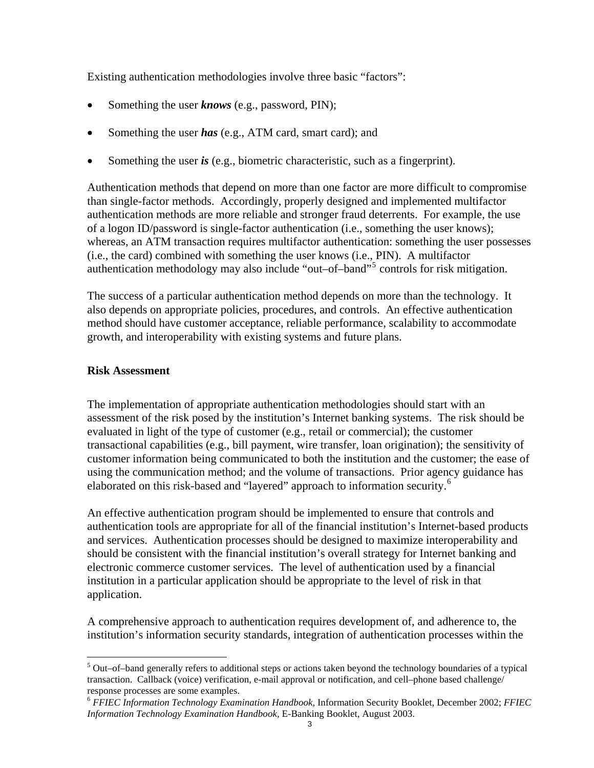Existing authentication methodologies involve three basic "factors":

- Something the user ***knows*** (e.g., password, PIN);
- Something the user ***has*** (e.g., ATM card, smart card); and
- Something the user ***is*** (e.g., biometric characteristic, such as a fingerprint).

Authentication methods that depend on more than one factor are more difficult to compromise than single-factor methods. Accordingly, properly designed and implemented multifactor authentication methods are more reliable and stronger fraud deterrents. For example, the use of a logon ID/password is single-factor authentication (i.e., something the user knows); whereas, an ATM transaction requires multifactor authentication: something the user possesses (i.e., the card) combined with something the user knows (i.e., PIN). A multifactor authentication methodology may also include "out–of–band"[5] controls for risk mitigation.

The success of a particular authentication method depends on more than the technology. It also depends on appropriate policies, procedures, and controls. An effective authentication method should have customer acceptance, reliable performance, scalability to accommodate growth, and interoperability with existing systems and future plans.

**Risk Assessment**

The implementation of appropriate authentication methodologies should start with an assessment of the risk posed by the institution's Internet banking systems. The risk should be evaluated in light of the type of customer (e.g., retail or commercial); the customer transactional capabilities (e.g., bill payment, wire transfer, loan origination); the sensitivity of customer information being communicated to both the institution and the customer; the ease of using the communication method; and the volume of transactions. Prior agency guidance has elaborated on this risk-based and "layered" approach to information security.[6]

An effective authentication program should be implemented to ensure that controls and authentication tools are appropriate for all of the financial institution's Internet-based products and services. Authentication processes should be designed to maximize interoperability and should be consistent with the financial institution's overall strategy for Internet banking and electronic commerce customer services. The level of authentication used by a financial institution in a particular application should be appropriate to the level of risk in that application.

A comprehensive approach to authentication requires development of, and adherence to, the institution's information security standards, integration of authentication processes within the

---

[5] Out–of–band generally refers to additional steps or actions taken beyond the technology boundaries of a typical transaction. Callback (voice) verification, e-mail approval or notification, and cell–phone based challenge/ response processes are some examples.

[6] *FFIEC Information Technology Examination Handbook,* Information Security Booklet, December 2002; *FFIEC Information Technology Examination Handbook,* E-Banking Booklet, August 2003.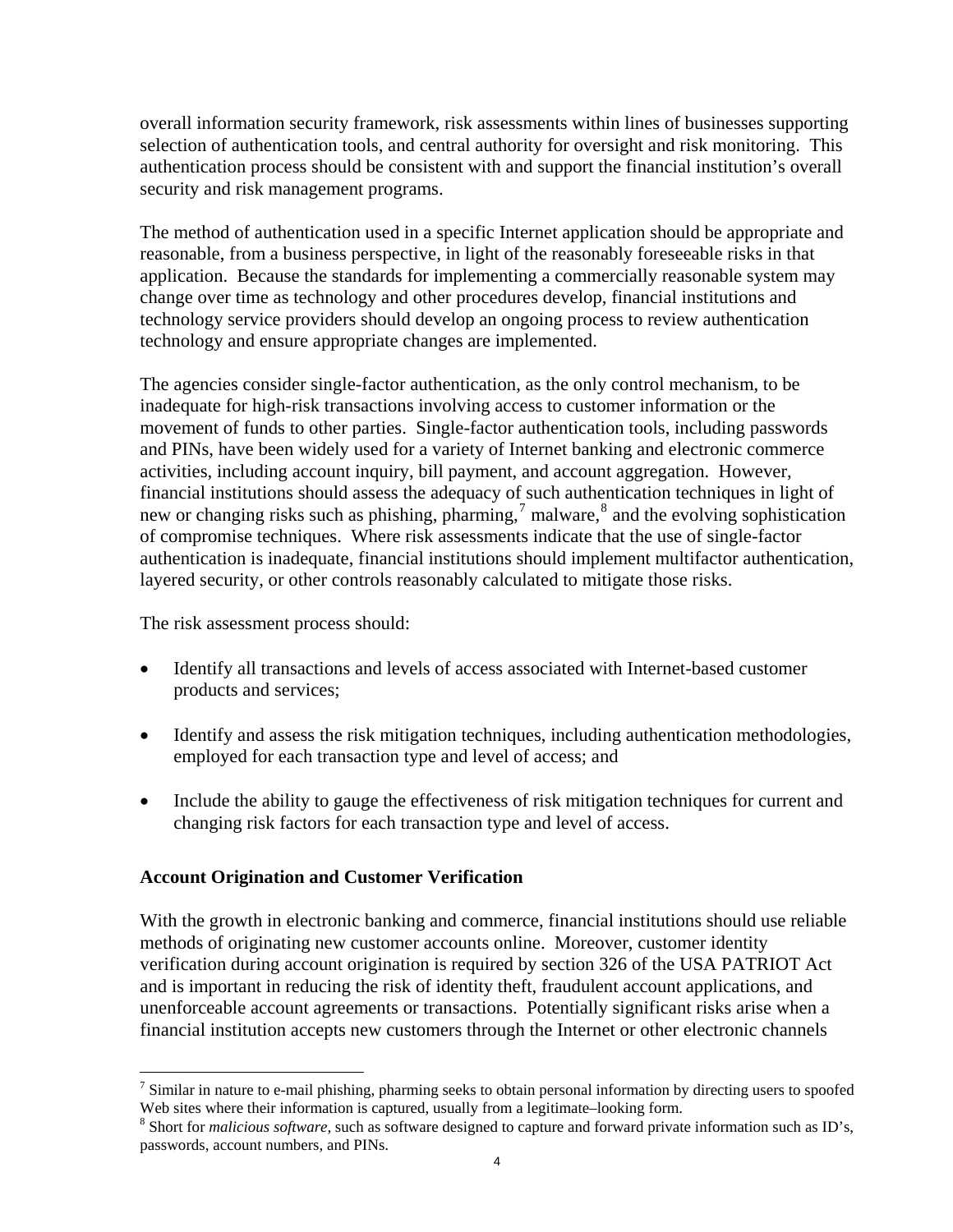overall information security framework, risk assessments within lines of businesses supporting selection of authentication tools, and central authority for oversight and risk monitoring. This authentication process should be consistent with and support the financial institution's overall security and risk management programs.

The method of authentication used in a specific Internet application should be appropriate and reasonable, from a business perspective, in light of the reasonably foreseeable risks in that application. Because the standards for implementing a commercially reasonable system may change over time as technology and other procedures develop, financial institutions and technology service providers should develop an ongoing process to review authentication technology and ensure appropriate changes are implemented.

The agencies consider single-factor authentication, as the only control mechanism, to be inadequate for high-risk transactions involving access to customer information or the movement of funds to other parties. Single-factor authentication tools, including passwords and PINs, have been widely used for a variety of Internet banking and electronic commerce activities, including account inquiry, bill payment, and account aggregation. However, financial institutions should assess the adequacy of such authentication techniques in light of new or changing risks such as phishing, pharming,[7] malware,[8] and the evolving sophistication of compromise techniques. Where risk assessments indicate that the use of single-factor authentication is inadequate, financial institutions should implement multifactor authentication, layered security, or other controls reasonably calculated to mitigate those risks.

The risk assessment process should:

- Identify all transactions and levels of access associated with Internet-based customer products and services;
- Identify and assess the risk mitigation techniques, including authentication methodologies, employed for each transaction type and level of access; and
- Include the ability to gauge the effectiveness of risk mitigation techniques for current and changing risk factors for each transaction type and level of access.

**Account Origination and Customer Verification**

With the growth in electronic banking and commerce, financial institutions should use reliable methods of originating new customer accounts online. Moreover, customer identity verification during account origination is required by section 326 of the USA PATRIOT Act and is important in reducing the risk of identity theft, fraudulent account applications, and unenforceable account agreements or transactions. Potentially significant risks arise when a financial institution accepts new customers through the Internet or other electronic channels

[7] Similar in nature to e-mail phishing, pharming seeks to obtain personal information by directing users to spoofed Web sites where their information is captured, usually from a legitimate–looking form.

[8] Short for *malicious software,* such as software designed to capture and forward private information such as ID's, passwords, account numbers, and PINs.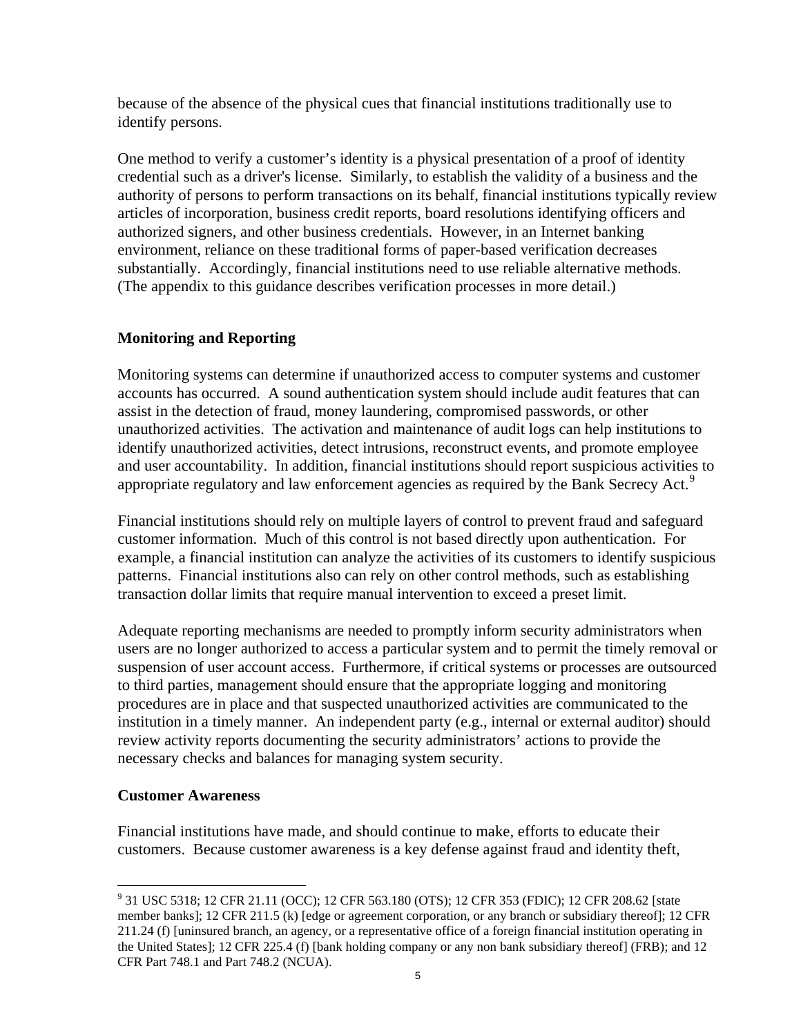because of the absence of the physical cues that financial institutions traditionally use to identify persons.

One method to verify a customer's identity is a physical presentation of a proof of identity credential such as a driver's license. Similarly, to establish the validity of a business and the authority of persons to perform transactions on its behalf, financial institutions typically review articles of incorporation, business credit reports, board resolutions identifying officers and authorized signers, and other business credentials. However, in an Internet banking environment, reliance on these traditional forms of paper-based verification decreases substantially. Accordingly, financial institutions need to use reliable alternative methods. (The appendix to this guidance describes verification processes in more detail.)

## Monitoring and Reporting

Monitoring systems can determine if unauthorized access to computer systems and customer accounts has occurred. A sound authentication system should include audit features that can assist in the detection of fraud, money laundering, compromised passwords, or other unauthorized activities. The activation and maintenance of audit logs can help institutions to identify unauthorized activities, detect intrusions, reconstruct events, and promote employee and user accountability. In addition, financial institutions should report suspicious activities to appropriate regulatory and law enforcement agencies as required by the Bank Secrecy Act.[9]

Financial institutions should rely on multiple layers of control to prevent fraud and safeguard customer information. Much of this control is not based directly upon authentication. For example, a financial institution can analyze the activities of its customers to identify suspicious patterns. Financial institutions also can rely on other control methods, such as establishing transaction dollar limits that require manual intervention to exceed a preset limit.

Adequate reporting mechanisms are needed to promptly inform security administrators when users are no longer authorized to access a particular system and to permit the timely removal or suspension of user account access. Furthermore, if critical systems or processes are outsourced to third parties, management should ensure that the appropriate logging and monitoring procedures are in place and that suspected unauthorized activities are communicated to the institution in a timely manner. An independent party (e.g., internal or external auditor) should review activity reports documenting the security administrators' actions to provide the necessary checks and balances for managing system security.

## Customer Awareness

Financial institutions have made, and should continue to make, efforts to educate their customers. Because customer awareness is a key defense against fraud and identity theft,

---

[9] 31 USC 5318; 12 CFR 21.11 (OCC); 12 CFR 563.180 (OTS); 12 CFR 353 (FDIC); 12 CFR 208.62 [state member banks]; 12 CFR 211.5 (k) [edge or agreement corporation, or any branch or subsidiary thereof]; 12 CFR 211.24 (f) [uninsured branch, an agency, or a representative office of a foreign financial institution operating in the United States]; 12 CFR 225.4 (f) [bank holding company or any non bank subsidiary thereof] (FRB); and 12 CFR Part 748.1 and Part 748.2 (NCUA).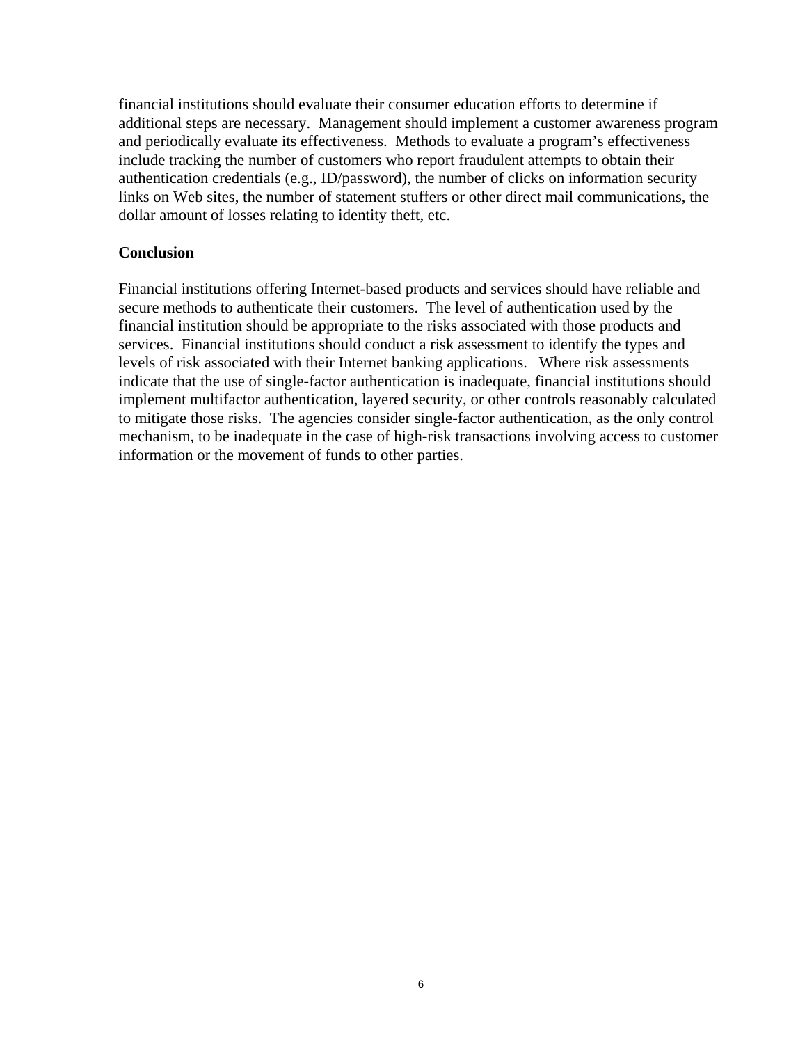financial institutions should evaluate their consumer education efforts to determine if additional steps are necessary. Management should implement a customer awareness program and periodically evaluate its effectiveness. Methods to evaluate a program's effectiveness include tracking the number of customers who report fraudulent attempts to obtain their authentication credentials (e.g., ID/password), the number of clicks on information security links on Web sites, the number of statement stuffers or other direct mail communications, the dollar amount of losses relating to identity theft, etc.

**Conclusion**

Financial institutions offering Internet-based products and services should have reliable and secure methods to authenticate their customers. The level of authentication used by the financial institution should be appropriate to the risks associated with those products and services. Financial institutions should conduct a risk assessment to identify the types and levels of risk associated with their Internet banking applications. Where risk assessments indicate that the use of single-factor authentication is inadequate, financial institutions should implement multifactor authentication, layered security, or other controls reasonably calculated to mitigate those risks. The agencies consider single-factor authentication, as the only control mechanism, to be inadequate in the case of high-risk transactions involving access to customer information or the movement of funds to other parties.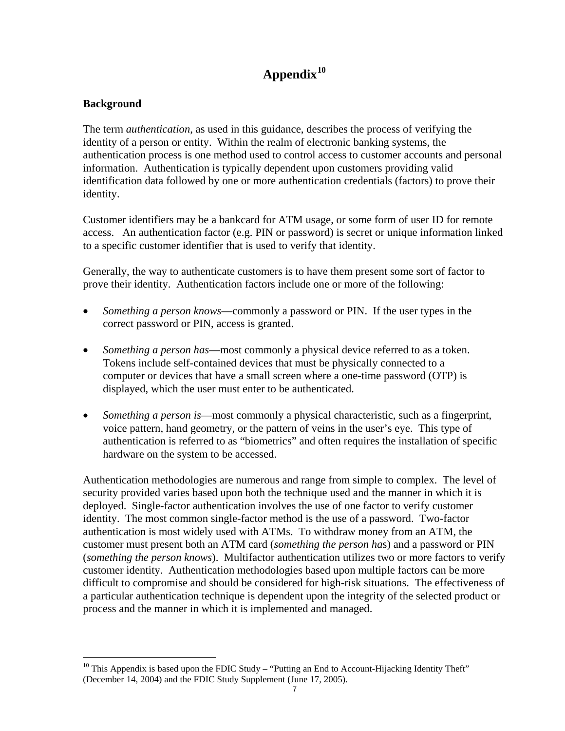# Appendix[10]

**Background**

The term *authentication*, as used in this guidance, describes the process of verifying the identity of a person or entity. Within the realm of electronic banking systems, the authentication process is one method used to control access to customer accounts and personal information. Authentication is typically dependent upon customers providing valid identification data followed by one or more authentication credentials (factors) to prove their identity.

Customer identifiers may be a bankcard for ATM usage, or some form of user ID for remote access. An authentication factor (e.g. PIN or password) is secret or unique information linked to a specific customer identifier that is used to verify that identity.

Generally, the way to authenticate customers is to have them present some sort of factor to prove their identity. Authentication factors include one or more of the following:

- *Something a person knows*—commonly a password or PIN. If the user types in the correct password or PIN, access is granted.
- *Something a person has*—most commonly a physical device referred to as a token. Tokens include self-contained devices that must be physically connected to a computer or devices that have a small screen where a one-time password (OTP) is displayed, which the user must enter to be authenticated.
- *Something a person is*—most commonly a physical characteristic, such as a fingerprint, voice pattern, hand geometry, or the pattern of veins in the user's eye. This type of authentication is referred to as "biometrics" and often requires the installation of specific hardware on the system to be accessed.

Authentication methodologies are numerous and range from simple to complex. The level of security provided varies based upon both the technique used and the manner in which it is deployed. Single-factor authentication involves the use of one factor to verify customer identity. The most common single-factor method is the use of a password. Two-factor authentication is most widely used with ATMs. To withdraw money from an ATM, the customer must present both an ATM card (*something the person has*) and a password or PIN (*something the person knows*). Multifactor authentication utilizes two or more factors to verify customer identity. Authentication methodologies based upon multiple factors can be more difficult to compromise and should be considered for high-risk situations. The effectiveness of a particular authentication technique is dependent upon the integrity of the selected product or process and the manner in which it is implemented and managed.

---

[10] This Appendix is based upon the FDIC Study – "Putting an End to Account-Hijacking Identity Theft" (December 14, 2004) and the FDIC Study Supplement (June 17, 2005).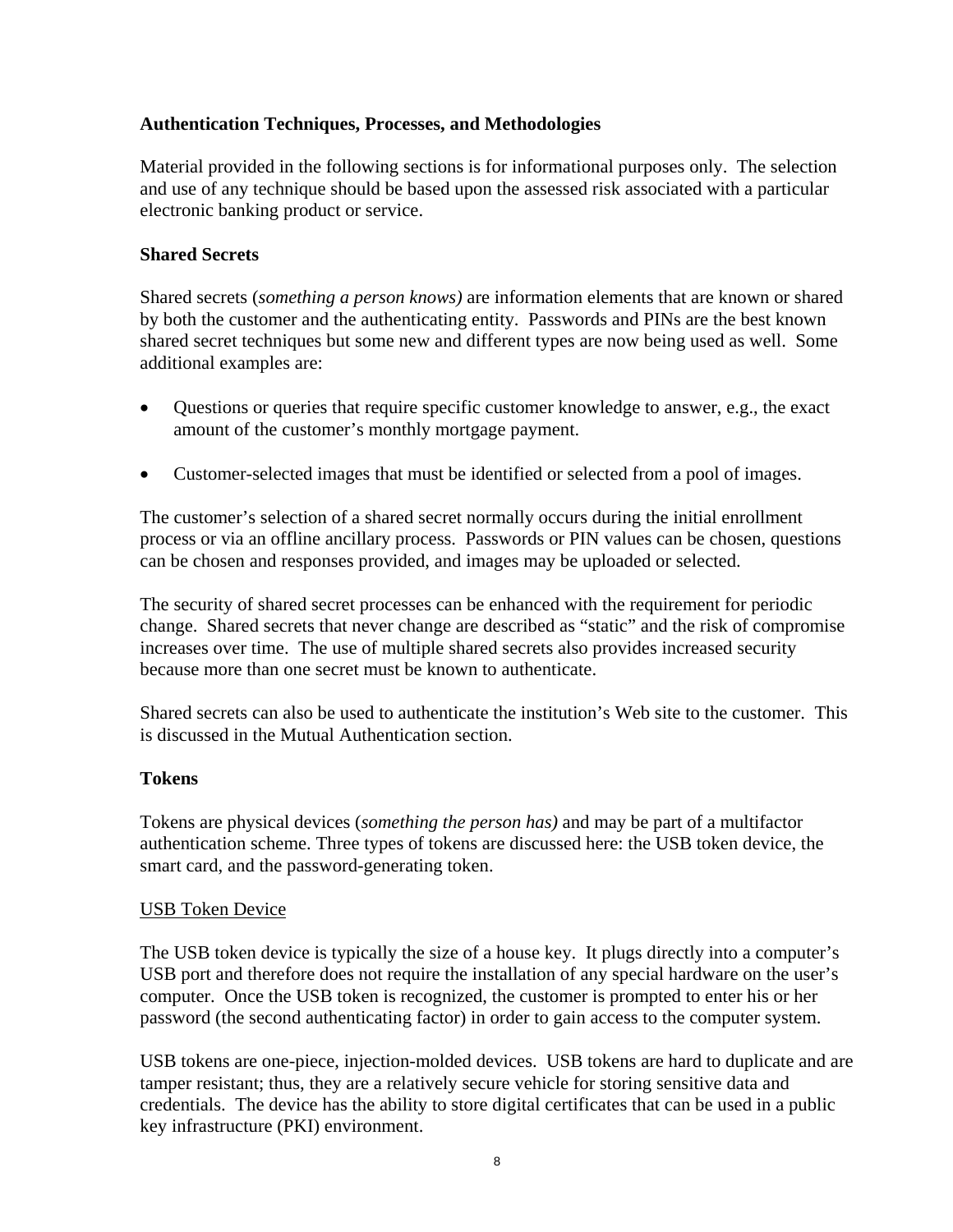## Authentication Techniques, Processes, and Methodologies

Material provided in the following sections is for informational purposes only. The selection and use of any technique should be based upon the assessed risk associated with a particular electronic banking product or service.

### Shared Secrets

Shared secrets (*something a person knows)* are information elements that are known or shared by both the customer and the authenticating entity. Passwords and PINs are the best known shared secret techniques but some new and different types are now being used as well. Some additional examples are:

- Questions or queries that require specific customer knowledge to answer, e.g., the exact amount of the customer's monthly mortgage payment.
- Customer-selected images that must be identified or selected from a pool of images.

The customer's selection of a shared secret normally occurs during the initial enrollment process or via an offline ancillary process. Passwords or PIN values can be chosen, questions can be chosen and responses provided, and images may be uploaded or selected.

The security of shared secret processes can be enhanced with the requirement for periodic change. Shared secrets that never change are described as "static" and the risk of compromise increases over time. The use of multiple shared secrets also provides increased security because more than one secret must be known to authenticate.

Shared secrets can also be used to authenticate the institution's Web site to the customer. This is discussed in the Mutual Authentication section.

### Tokens

Tokens are physical devices (*something the person has)* and may be part of a multifactor authentication scheme. Three types of tokens are discussed here: the USB token device, the smart card, and the password-generating token.

<u>USB Token Device</u>

The USB token device is typically the size of a house key. It plugs directly into a computer's USB port and therefore does not require the installation of any special hardware on the user's computer. Once the USB token is recognized, the customer is prompted to enter his or her password (the second authenticating factor) in order to gain access to the computer system.

USB tokens are one-piece, injection-molded devices. USB tokens are hard to duplicate and are tamper resistant; thus, they are a relatively secure vehicle for storing sensitive data and credentials. The device has the ability to store digital certificates that can be used in a public key infrastructure (PKI) environment.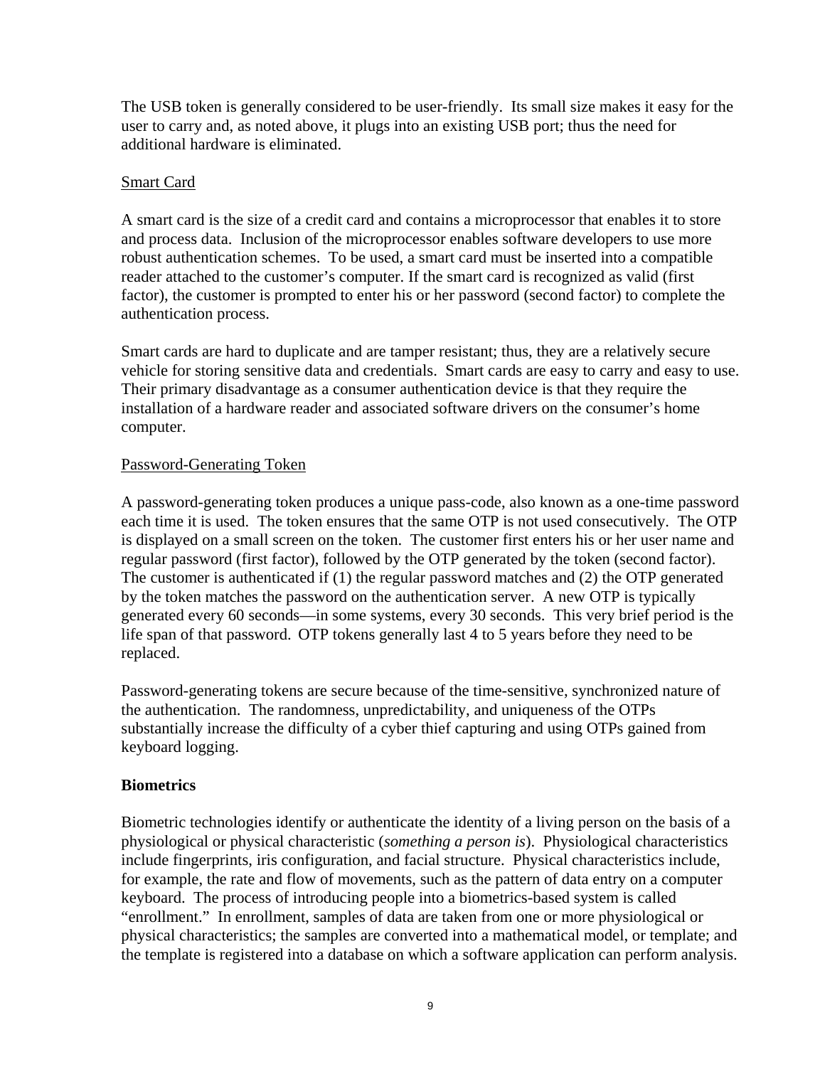The USB token is generally considered to be user-friendly. Its small size makes it easy for the user to carry and, as noted above, it plugs into an existing USB port; thus the need for additional hardware is eliminated.

<u>Smart Card</u>

A smart card is the size of a credit card and contains a microprocessor that enables it to store and process data. Inclusion of the microprocessor enables software developers to use more robust authentication schemes. To be used, a smart card must be inserted into a compatible reader attached to the customer's computer. If the smart card is recognized as valid (first factor), the customer is prompted to enter his or her password (second factor) to complete the authentication process.

Smart cards are hard to duplicate and are tamper resistant; thus, they are a relatively secure vehicle for storing sensitive data and credentials. Smart cards are easy to carry and easy to use. Their primary disadvantage as a consumer authentication device is that they require the installation of a hardware reader and associated software drivers on the consumer's home computer.

<u>Password-Generating Token</u>

A password-generating token produces a unique pass-code, also known as a one-time password each time it is used. The token ensures that the same OTP is not used consecutively. The OTP is displayed on a small screen on the token. The customer first enters his or her user name and regular password (first factor), followed by the OTP generated by the token (second factor). The customer is authenticated if (1) the regular password matches and (2) the OTP generated by the token matches the password on the authentication server. A new OTP is typically generated every 60 seconds—in some systems, every 30 seconds. This very brief period is the life span of that password. OTP tokens generally last 4 to 5 years before they need to be replaced.

Password-generating tokens are secure because of the time-sensitive, synchronized nature of the authentication. The randomness, unpredictability, and uniqueness of the OTPs substantially increase the difficulty of a cyber thief capturing and using OTPs gained from keyboard logging.

**Biometrics**

Biometric technologies identify or authenticate the identity of a living person on the basis of a physiological or physical characteristic (*something a person is*). Physiological characteristics include fingerprints, iris configuration, and facial structure. Physical characteristics include, for example, the rate and flow of movements, such as the pattern of data entry on a computer keyboard. The process of introducing people into a biometrics-based system is called "enrollment." In enrollment, samples of data are taken from one or more physiological or physical characteristics; the samples are converted into a mathematical model, or template; and the template is registered into a database on which a software application can perform analysis.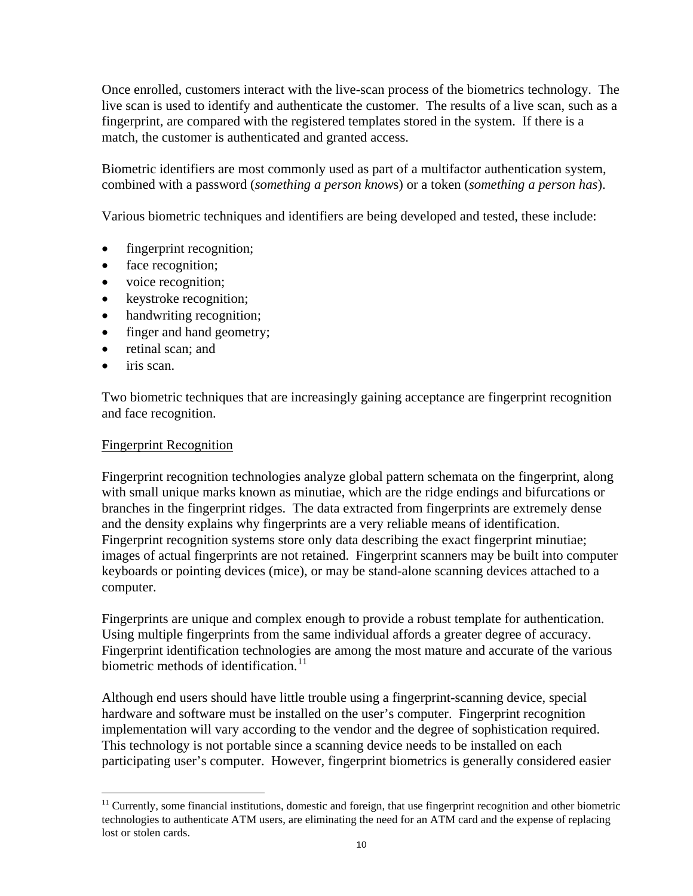Once enrolled, customers interact with the live-scan process of the biometrics technology. The live scan is used to identify and authenticate the customer. The results of a live scan, such as a fingerprint, are compared with the registered templates stored in the system. If there is a match, the customer is authenticated and granted access.

Biometric identifiers are most commonly used as part of a multifactor authentication system, combined with a password (*something a person knows*) or a token (*something a person has*).

Various biometric techniques and identifiers are being developed and tested, these include:

- fingerprint recognition;
- face recognition;
- voice recognition;
- keystroke recognition;
- handwriting recognition;
- finger and hand geometry;
- retinal scan; and
- iris scan.

Two biometric techniques that are increasingly gaining acceptance are fingerprint recognition and face recognition.

<u>Fingerprint Recognition</u>

Fingerprint recognition technologies analyze global pattern schemata on the fingerprint, along with small unique marks known as minutiae, which are the ridge endings and bifurcations or branches in the fingerprint ridges. The data extracted from fingerprints are extremely dense and the density explains why fingerprints are a very reliable means of identification. Fingerprint recognition systems store only data describing the exact fingerprint minutiae; images of actual fingerprints are not retained. Fingerprint scanners may be built into computer keyboards or pointing devices (mice), or may be stand-alone scanning devices attached to a computer.

Fingerprints are unique and complex enough to provide a robust template for authentication. Using multiple fingerprints from the same individual affords a greater degree of accuracy. Fingerprint identification technologies are among the most mature and accurate of the various biometric methods of identification.[11]

Although end users should have little trouble using a fingerprint-scanning device, special hardware and software must be installed on the user's computer. Fingerprint recognition implementation will vary according to the vendor and the degree of sophistication required. This technology is not portable since a scanning device needs to be installed on each participating user's computer. However, fingerprint biometrics is generally considered easier

[11] Currently, some financial institutions, domestic and foreign, that use fingerprint recognition and other biometric technologies to authenticate ATM users, are eliminating the need for an ATM card and the expense of replacing lost or stolen cards.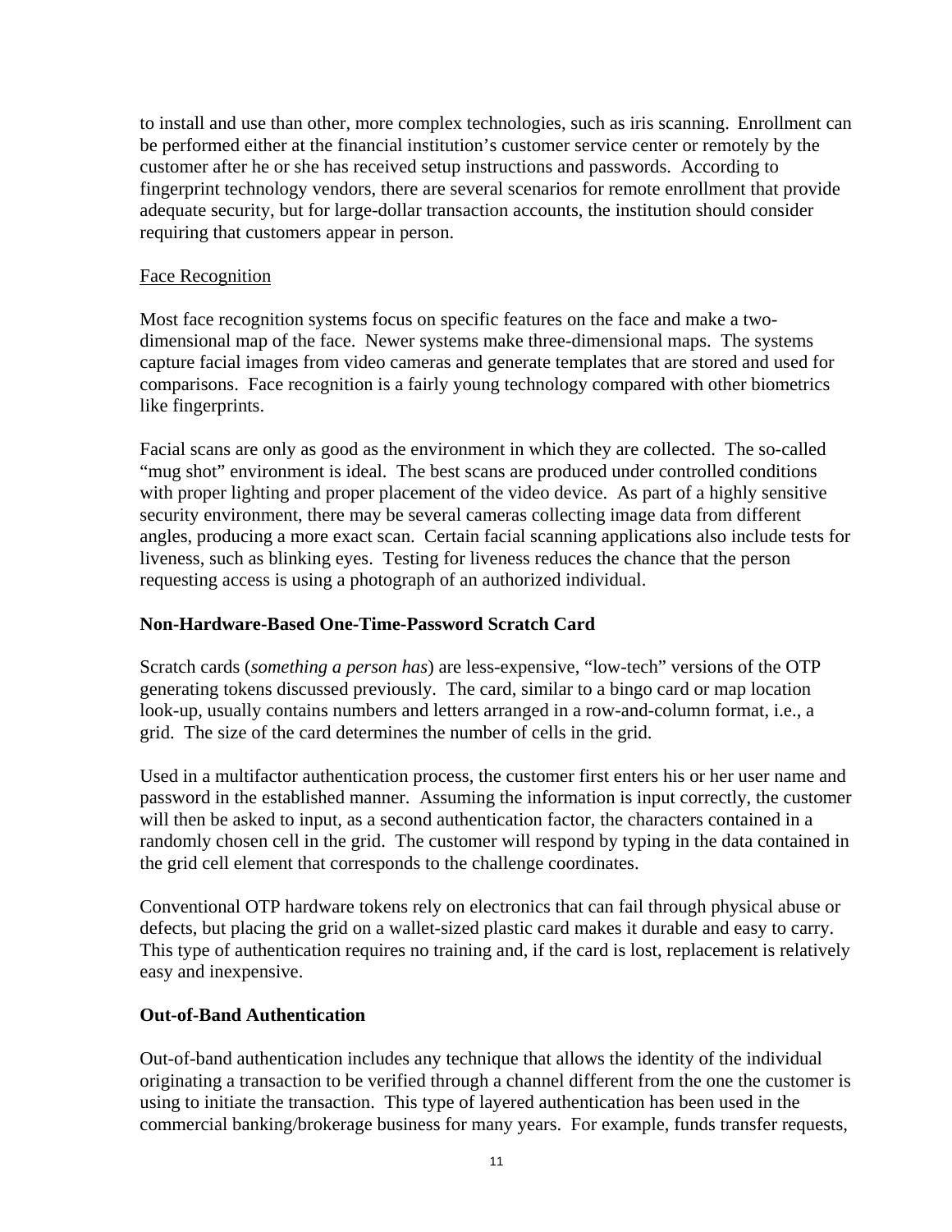to install and use than other, more complex technologies, such as iris scanning. Enrollment can be performed either at the financial institution's customer service center or remotely by the customer after he or she has received setup instructions and passwords. According to fingerprint technology vendors, there are several scenarios for remote enrollment that provide adequate security, but for large-dollar transaction accounts, the institution should consider requiring that customers appear in person.

Face Recognition

Most face recognition systems focus on specific features on the face and make a two-dimensional map of the face. Newer systems make three-dimensional maps. The systems capture facial images from video cameras and generate templates that are stored and used for comparisons. Face recognition is a fairly young technology compared with other biometrics like fingerprints.

Facial scans are only as good as the environment in which they are collected. The so-called "mug shot" environment is ideal. The best scans are produced under controlled conditions with proper lighting and proper placement of the video device. As part of a highly sensitive security environment, there may be several cameras collecting image data from different angles, producing a more exact scan. Certain facial scanning applications also include tests for liveness, such as blinking eyes. Testing for liveness reduces the chance that the person requesting access is using a photograph of an authorized individual.

**Non-Hardware-Based One-Time-Password Scratch Card**

Scratch cards (*something a person has*) are less-expensive, "low-tech" versions of the OTP generating tokens discussed previously. The card, similar to a bingo card or map location look-up, usually contains numbers and letters arranged in a row-and-column format, i.e., a grid. The size of the card determines the number of cells in the grid.

Used in a multifactor authentication process, the customer first enters his or her user name and password in the established manner. Assuming the information is input correctly, the customer will then be asked to input, as a second authentication factor, the characters contained in a randomly chosen cell in the grid. The customer will respond by typing in the data contained in the grid cell element that corresponds to the challenge coordinates.

Conventional OTP hardware tokens rely on electronics that can fail through physical abuse or defects, but placing the grid on a wallet-sized plastic card makes it durable and easy to carry. This type of authentication requires no training and, if the card is lost, replacement is relatively easy and inexpensive.

**Out-of-Band Authentication**

Out-of-band authentication includes any technique that allows the identity of the individual originating a transaction to be verified through a channel different from the one the customer is using to initiate the transaction. This type of layered authentication has been used in the commercial banking/brokerage business for many years. For example, funds transfer requests,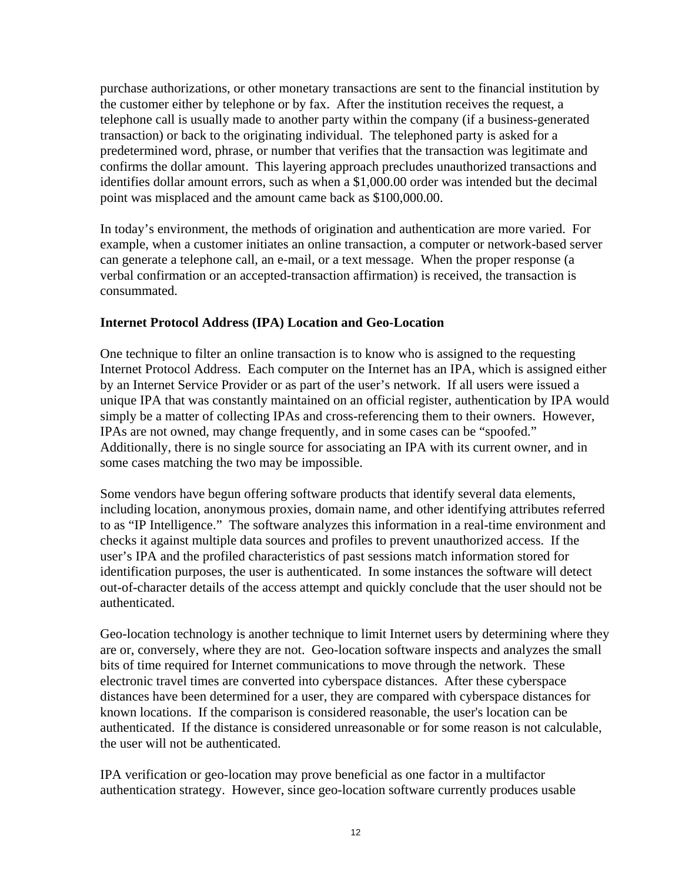purchase authorizations, or other monetary transactions are sent to the financial institution by the customer either by telephone or by fax. After the institution receives the request, a telephone call is usually made to another party within the company (if a business-generated transaction) or back to the originating individual. The telephoned party is asked for a predetermined word, phrase, or number that verifies that the transaction was legitimate and confirms the dollar amount. This layering approach precludes unauthorized transactions and identifies dollar amount errors, such as when a $1,000.00 order was intended but the decimal point was misplaced and the amount came back as $100,000.00.

In today's environment, the methods of origination and authentication are more varied. For example, when a customer initiates an online transaction, a computer or network-based server can generate a telephone call, an e-mail, or a text message. When the proper response (a verbal confirmation or an accepted-transaction affirmation) is received, the transaction is consummated.

**Internet Protocol Address (IPA) Location and Geo-Location**

One technique to filter an online transaction is to know who is assigned to the requesting Internet Protocol Address. Each computer on the Internet has an IPA, which is assigned either by an Internet Service Provider or as part of the user's network. If all users were issued a unique IPA that was constantly maintained on an official register, authentication by IPA would simply be a matter of collecting IPAs and cross-referencing them to their owners. However, IPAs are not owned, may change frequently, and in some cases can be "spoofed." Additionally, there is no single source for associating an IPA with its current owner, and in some cases matching the two may be impossible.

Some vendors have begun offering software products that identify several data elements, including location, anonymous proxies, domain name, and other identifying attributes referred to as "IP Intelligence." The software analyzes this information in a real-time environment and checks it against multiple data sources and profiles to prevent unauthorized access. If the user's IPA and the profiled characteristics of past sessions match information stored for identification purposes, the user is authenticated. In some instances the software will detect out-of-character details of the access attempt and quickly conclude that the user should not be authenticated.

Geo-location technology is another technique to limit Internet users by determining where they are or, conversely, where they are not. Geo-location software inspects and analyzes the small bits of time required for Internet communications to move through the network. These electronic travel times are converted into cyberspace distances. After these cyberspace distances have been determined for a user, they are compared with cyberspace distances for known locations. If the comparison is considered reasonable, the user's location can be authenticated. If the distance is considered unreasonable or for some reason is not calculable, the user will not be authenticated.

IPA verification or geo-location may prove beneficial as one factor in a multifactor authentication strategy. However, since geo-location software currently produces usable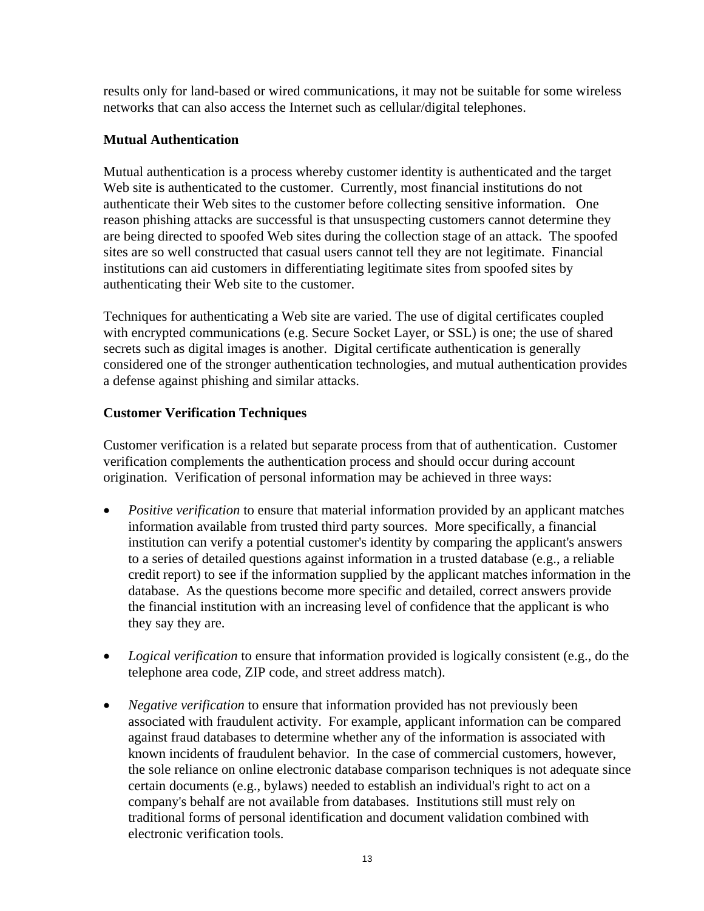results only for land-based or wired communications, it may not be suitable for some wireless networks that can also access the Internet such as cellular/digital telephones.

**Mutual Authentication**

Mutual authentication is a process whereby customer identity is authenticated and the target Web site is authenticated to the customer. Currently, most financial institutions do not authenticate their Web sites to the customer before collecting sensitive information. One reason phishing attacks are successful is that unsuspecting customers cannot determine they are being directed to spoofed Web sites during the collection stage of an attack. The spoofed sites are so well constructed that casual users cannot tell they are not legitimate. Financial institutions can aid customers in differentiating legitimate sites from spoofed sites by authenticating their Web site to the customer.

Techniques for authenticating a Web site are varied. The use of digital certificates coupled with encrypted communications (e.g. Secure Socket Layer, or SSL) is one; the use of shared secrets such as digital images is another. Digital certificate authentication is generally considered one of the stronger authentication technologies, and mutual authentication provides a defense against phishing and similar attacks.

**Customer Verification Techniques**

Customer verification is a related but separate process from that of authentication. Customer verification complements the authentication process and should occur during account origination. Verification of personal information may be achieved in three ways:

- *Positive verification* to ensure that material information provided by an applicant matches information available from trusted third party sources. More specifically, a financial institution can verify a potential customer's identity by comparing the applicant's answers to a series of detailed questions against information in a trusted database (e.g., a reliable credit report) to see if the information supplied by the applicant matches information in the database. As the questions become more specific and detailed, correct answers provide the financial institution with an increasing level of confidence that the applicant is who they say they are.

- *Logical verification* to ensure that information provided is logically consistent (e.g., do the telephone area code, ZIP code, and street address match).

- *Negative verification* to ensure that information provided has not previously been associated with fraudulent activity. For example, applicant information can be compared against fraud databases to determine whether any of the information is associated with known incidents of fraudulent behavior. In the case of commercial customers, however, the sole reliance on online electronic database comparison techniques is not adequate since certain documents (e.g., bylaws) needed to establish an individual's right to act on a company's behalf are not available from databases. Institutions still must rely on traditional forms of personal identification and document validation combined with electronic verification tools.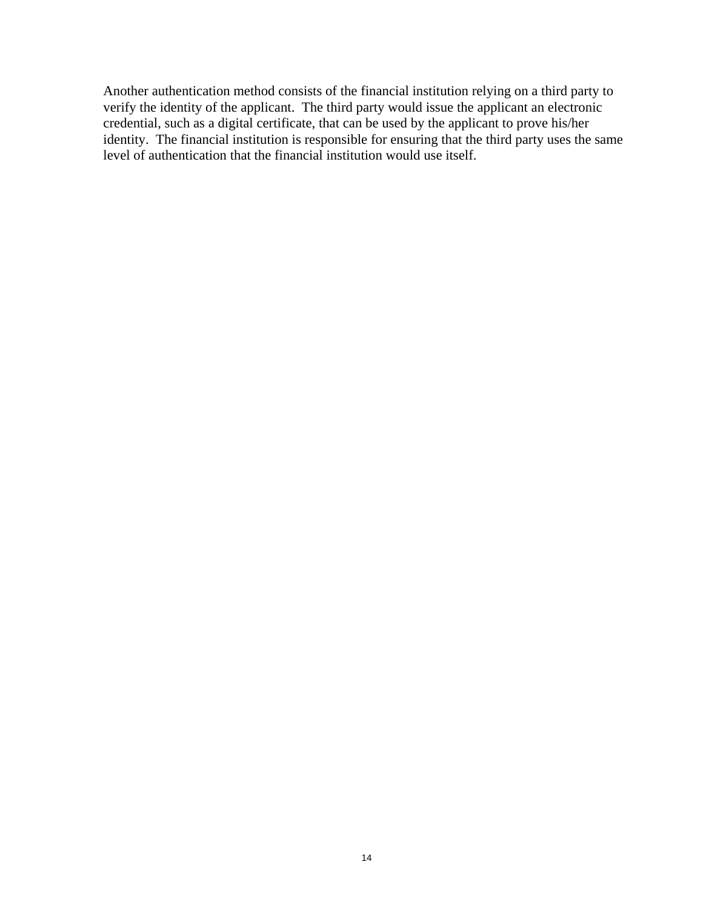Another authentication method consists of the financial institution relying on a third party to verify the identity of the applicant. The third party would issue the applicant an electronic credential, such as a digital certificate, that can be used by the applicant to prove his/her identity. The financial institution is responsible for ensuring that the third party uses the same level of authentication that the financial institution would use itself.